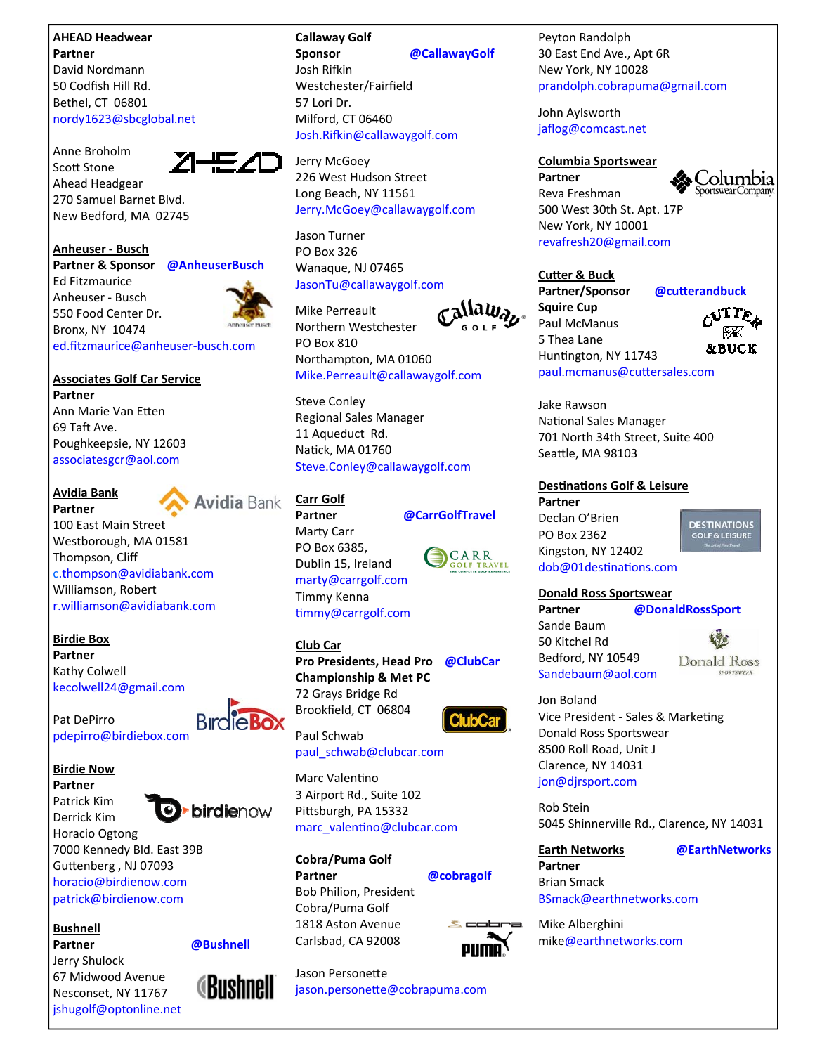**AHEAD Headwear**

**Partner**

David Nordmann
50 Codfish Hill Rd.
Bethel, CT 06801
nordy1623@sbcglobal.net

Anne Broholm
Scott Stone
Ahead Headgear
270 Samuel Barnet Blvd.
New Bedford, MA 02745

**Anheuser - Busch**

**Partner & Sponsor** **@AnheuserBusch**

Ed Fitzmaurice
Anheuser - Busch
550 Food Center Dr.
Bronx, NY 10474
ed.fitzmaurice@anheuser-busch.com

**Associates Golf Car Service**

**Partner**

Ann Marie Van Etten
69 Taft Ave.
Poughkeepsie, NY 12603
associatesgcr@aol.com

**Avidia Bank**

**Partner**

100 East Main Street
Westborough, MA 01581
Thompson, Cliff
c.thompson@avidiabank.com
Williamson, Robert
r.williamson@avidiabank.com

**Birdie Box**

**Partner**

Kathy Colwell
kecolwell24@gmail.com

Pat DePirro
pdepirro@birdiebox.com

**Birdie Now**

**Partner**

Patrick Kim
Derrick Kim
Horacio Ogtong
7000 Kennedy Bld. East 39B
Guttenberg , NJ 07093
horacio@birdienow.com
patrick@birdienow.com

**Bushnell**

**Partner** **@Bushnell**

Jerry Shulock
67 Midwood Avenue
Nesconset, NY 11767
jshugolf@optonline.net

**Callaway Golf**

**Sponsor** **@CallawayGolf**

Josh Rifkin
Westchester/Fairfield
57 Lori Dr.
Milford, CT 06460
Josh.Rifkin@callawaygolf.com

Jerry McGoey
226 West Hudson Street
Long Beach, NY 11561
Jerry.McGoey@callawaygolf.com

Jason Turner
PO Box 326
Wanaque, NJ 07465
JasonTu@callawaygolf.com

Mike Perreault
Northern Westchester
PO Box 810
Northampton, MA 01060
Mike.Perreault@callawaygolf.com

Steve Conley
Regional Sales Manager
11 Aqueduct Rd.
Natick, MA 01760
Steve.Conley@callawaygolf.com

**Carr Golf**

**Partner** **@CarrGolfTravel**

Marty Carr
PO Box 6385,
Dublin 15, Ireland
marty@carrgolf.com
Timmy Kenna
timmy@carrgolf.com

**Club Car**

**Pro Presidents, Head Pro** **@ClubCar**
**Championship & Met PC**

72 Grays Bridge Rd
Brookfield, CT 06804

Paul Schwab
paul_schwab@clubcar.com

Marc Valentino
3 Airport Rd., Suite 102
Pittsburgh, PA 15332
marc_valentino@clubcar.com

**Cobra/Puma Golf**

**Partner** **@cobragolf**

Bob Philion, President
Cobra/Puma Golf
1818 Aston Avenue
Carlsbad, CA 92008

Jason Personette
jason.personette@cobrapuma.com

Peyton Randolph
30 East End Ave., Apt 6R
New York, NY 10028
prandolph.cobrapuma@gmail.com

John Aylsworth
jaflog@comcast.net

**Columbia Sportswear**

**Partner**

Reva Freshman
500 West 30th St. Apt. 17P
New York, NY 10001
revafresh20@gmail.com

**Cutter & Buck**

**Partner/Sponsor** **@cutterandbuck**
**Squire Cup**

Paul McManus
5 Thea Lane
Huntington, NY 11743
paul.mcmanus@cuttersales.com

Jake Rawson
National Sales Manager
701 North 34th Street, Suite 400
Seattle, MA 98103

**Destinations Golf & Leisure**

**Partner**

Declan O'Brien
PO Box 2362
Kingston, NY 12402
dob@01destinations.com

**Donald Ross Sportswear**

**Partner** **@DonaldRossSport**

Sande Baum
50 Kitchel Rd
Bedford, NY 10549
Sandebaum@aol.com

Jon Boland
Vice President - Sales & Marketing
Donald Ross Sportswear
8500 Roll Road, Unit J
Clarence, NY 14031
jon@djrsport.com

Rob Stein
5045 Shinnerville Rd., Clarence, NY 14031

**Earth Networks** **@EarthNetworks**

**Partner**

Brian Smack
BSmack@earthnetworks.com

Mike Alberghini
mike@earthnetworks.com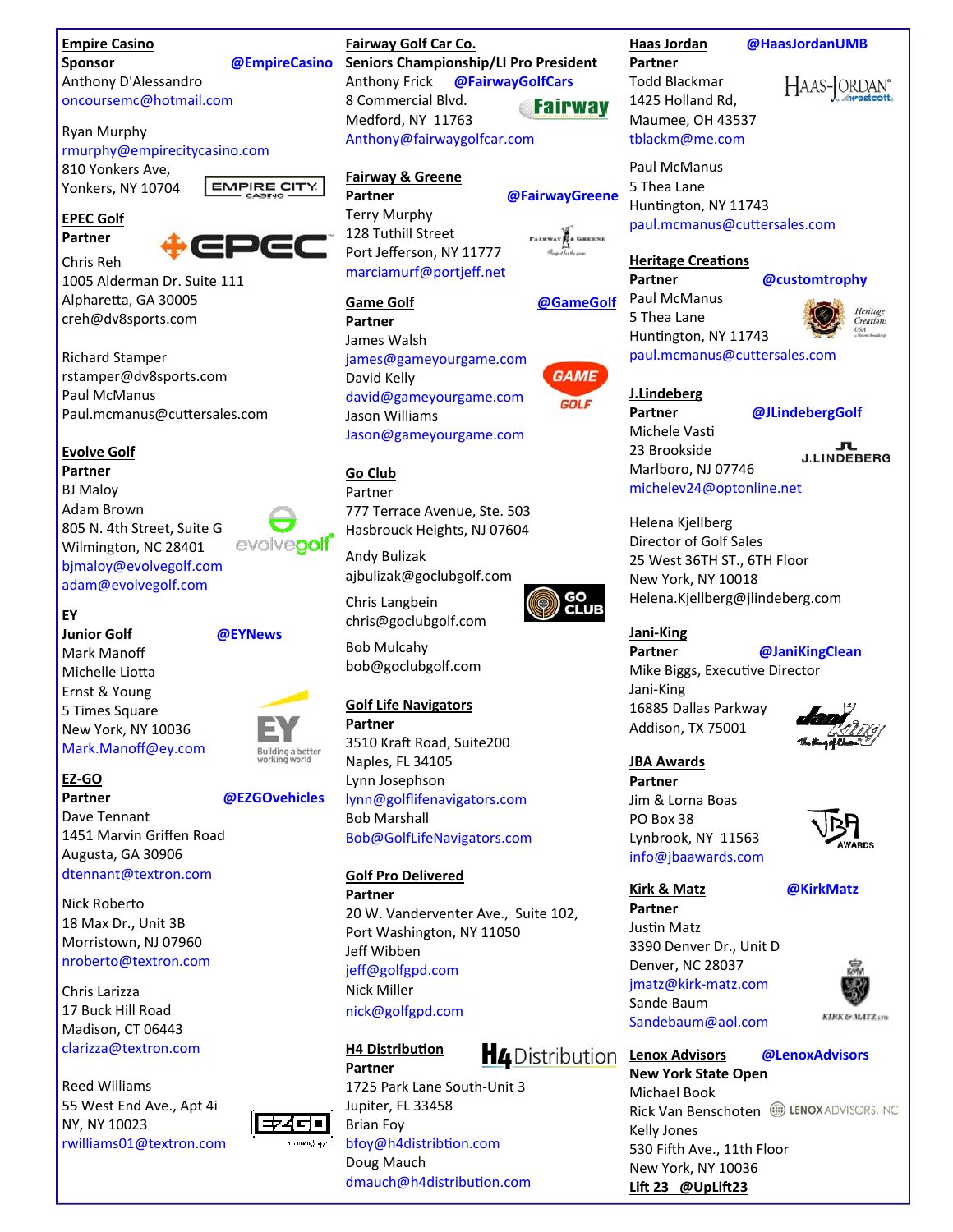**Empire Casino**
**Sponsor** **@EmpireCasino**
Anthony D'Alessandro
oncoursemc@hotmail.com

Ryan Murphy
rmurphy@empirecitycasino.com
810 Yonkers Ave,
Yonkers, NY 10704

**EPEC Golf**
**Partner**

Chris Reh
1005 Alderman Dr. Suite 111
Alpharetta, GA 30005
creh@dv8sports.com

Richard Stamper
rstamper@dv8sports.com
Paul McManus
Paul.mcmanus@cuttersales.com

**Evolve Golf**
**Partner**
BJ Maloy
Adam Brown
805 N. 4th Street, Suite G
Wilmington, NC 28401
bjmaloy@evolvegolf.com
adam@evolvegolf.com

**EY**
**Junior Golf** **@EYNews**
Mark Manoff
Michelle Liotta
Ernst & Young
5 Times Square
New York, NY 10036
Mark.Manoff@ey.com

**EZ-GO**
**Partner** **@EZGOvehicles**
Dave Tennant
1451 Marvin Griffen Road
Augusta, GA 30906
dtennant@textron.com

Nick Roberto
18 Max Dr., Unit 3B
Morristown, NJ 07960
nroberto@textron.com

Chris Larizza
17 Buck Hill Road
Madison, CT 06443
clarizza@textron.com

Reed Williams
55 West End Ave., Apt 4i
NY, NY 10023
rwilliams01@textron.com

**Fairway Golf Car Co.**
**Seniors Championship/LI Pro President**
Anthony Frick **@FairwayGolfCars**
8 Commercial Blvd.
Medford, NY 11763
Anthony@fairwaygolfcar.com

**Fairway & Greene**
**Partner** **@FairwayGreene**
Terry Murphy
128 Tuthill Street
Port Jefferson, NY 11777
marciamurf@portjeff.net

**Game Golf** **@GameGolf**
**Partner**
James Walsh
james@gameyourgame.com
David Kelly
david@gameyourgame.com
Jason Williams
Jason@gameyourgame.com

**Go Club**
Partner
777 Terrace Avenue, Ste. 503
Hasbrouck Heights, NJ 07604

Andy Bulizak
ajbulizak@goclubgolf.com

Chris Langbein
chris@goclubgolf.com

Bob Mulcahy
bob@goclubgolf.com

**Golf Life Navigators**
**Partner**
3510 Kraft Road, Suite200
Naples, FL 34105
Lynn Josephson
lynn@golflifenavigators.com
Bob Marshall
Bob@GolfLifeNavigators.com

**Golf Pro Delivered**
**Partner**
20 W. Vanderventer Ave., Suite 102,
Port Washington, NY 11050
Jeff Wibben
jeff@golfgpd.com
Nick Miller
nick@golfgpd.com

**H4 Distribution**
**Partner**
1725 Park Lane South-Unit 3
Jupiter, FL 33458
Brian Foy
bfoy@h4distribtion.com
Doug Mauch
dmauch@h4distribution.com

**Haas Jordan** **@HaasJordanUMB**
**Partner**
Todd Blackmar
1425 Holland Rd,
Maumee, OH 43537
tblackm@me.com

Paul McManus
5 Thea Lane
Huntington, NY 11743
paul.mcmanus@cuttersales.com

**Heritage Creations**
**Partner** **@customtrophy**
Paul McManus
5 Thea Lane
Huntington, NY 11743
paul.mcmanus@cuttersales.com

**J.Lindeberg**
**Partner** **@JLindebergGolf**
Michele Vasti
23 Brookside
Marlboro, NJ 07746
michelev24@optonline.net

Helena Kjellberg
Director of Golf Sales
25 West 36TH ST., 6TH Floor
New York, NY 10018
Helena.Kjellberg@jlindeberg.com

**Jani-King**
**Partner** **@JaniKingClean**
Mike Biggs, Executive Director
Jani-King
16885 Dallas Parkway
Addison, TX 75001

**JBA Awards**
**Partner**
Jim & Lorna Boas
PO Box 38
Lynbrook, NY 11563
info@jbaawards.com

**Kirk & Matz** **@KirkMatz**
**Partner**
Justin Matz
3390 Denver Dr., Unit D
Denver, NC 28037
jmatz@kirk-matz.com
Sande Baum
Sandebaum@aol.com

**Lenox Advisors** **@LenoxAdvisors**
**New York State Open**
Michael Book
Rick Van Benschoten
Kelly Jones
530 Fifth Ave., 11th Floor
New York, NY 10036

**Lift 23 @UpLift23**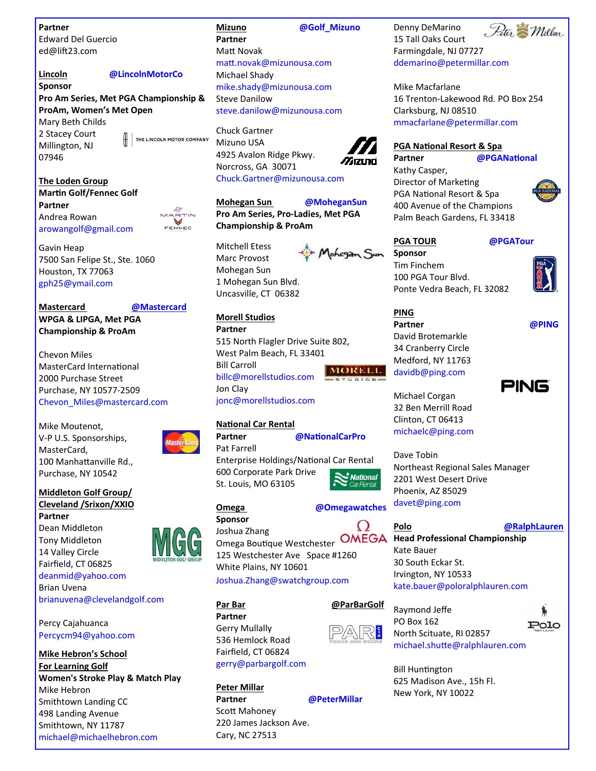**Partner**
Edward Del Guercio
ed@lift23.com

**Lincoln** @LincolnMotorCo
**Sponsor**
**Pro Am Series, Met PGA Championship & ProAm, Women's Met Open**
Mary Beth Childs
2 Stacey Court
Millington, NJ
07946

**The Loden Group**
**Martin Golf/Fennec Golf**
**Partner**
Andrea Rowan
arowangolf@gmail.com

Gavin Heap
7500 San Felipe St., Ste. 1060
Houston, TX 77063
gph25@ymail.com

**Mastercard** @Mastercard
**WPGA & LIPGA, Met PGA Championship & ProAm**

Chevon Miles
MasterCard International
2000 Purchase Street
Purchase, NY 10577-2509
Chevon_Miles@mastercard.com

Mike Moutenot,
V-P U.S. Sponsorships,
MasterCard,
100 Manhattanville Rd.,
Purchase, NY 10542

**Middleton Golf Group/ Cleveland /Srixon/XXIO**
**Partner**
Dean Middleton
Tony Middleton
14 Valley Circle
Fairfield, CT 06825
deanmid@yahoo.com
Brian Uvena
brianuvena@clevelandgolf.com

Percy Cajahuanca
Percycm94@yahoo.com

**Mike Hebron's School For Learning Golf**
**Women's Stroke Play & Match Play**
Mike Hebron
Smithtown Landing CC
498 Landing Avenue
Smithtown, NY 11787
michael@michaelhebron.com

**Mizuno** @Golf_Mizuno
**Partner**
Matt Novak
matt.novak@mizunousa.com
Michael Shady
mike.shady@mizunousa.com
Steve Danilow
steve.danilow@mizunousa.com

Chuck Gartner
Mizuno USA
4925 Avalon Ridge Pkwy.
Norcross, GA 30071
Chuck.Gartner@mizunousa.com

**Mohegan Sun** @MoheganSun
**Pro Am Series, Pro-Ladies, Met PGA Championship & ProAm**

Mitchell Etess
Marc Provost
Mohegan Sun
1 Mohegan Sun Blvd.
Uncasville, CT 06382

**Morell Studios**
**Partner**
515 North Flagler Drive Suite 802,
West Palm Beach, FL 33401
Bill Carroll
billc@morellstudios.com
Jon Clay
jonc@morellstudios.com

**National Car Rental**
**Partner** @NationalCarPro
Pat Farrell
Enterprise Holdings/National Car Rental
600 Corporate Park Drive
St. Louis, MO 63105

**Omega** @Omegawatches
**Sponsor**
Joshua Zhang
Omega Boutique Westchester
125 Westchester Ave Space #1260
White Plains, NY 10601
Joshua.Zhang@swatchgroup.com

**Par Bar** @ParBarGolf
**Partner**
Gerry Mullally
536 Hemlock Road
Fairfield, CT 06824
gerry@parbargolf.com

**Peter Millar**
**Partner** @PeterMillar
Scott Mahoney
220 James Jackson Ave.
Cary, NC 27513

Denny DeMarino
15 Tall Oaks Court
Farmingdale, NJ 07727
ddemarino@petermillar.com

Mike Macfarlane
16 Trenton-Lakewood Rd. PO Box 254
Clarksburg, NJ 08510
mmacfarlane@petermillar.com

**PGA National Resort & Spa**
**Partner** @PGANational
Kathy Casper,
Director of Marketing
PGA National Resort & Spa
400 Avenue of the Champions
Palm Beach Gardens, FL 33418

**PGA TOUR** @PGATour
**Sponsor**
Tim Finchem
100 PGA Tour Blvd.
Ponte Vedra Beach, FL 32082

**PING**
**Partner** @PING
David Brotemarkle
34 Cranberry Circle
Medford, NY 11763
davidb@ping.com

Michael Corgan
32 Ben Merrill Road
Clinton, CT 06413
michaelc@ping.com

Dave Tobin
Northeast Regional Sales Manager
2201 West Desert Drive
Phoenix, AZ 85029
davet@ping.com

**Polo** @RalphLauren
**Head Professional Championship**
Kate Bauer
30 South Eckar St.
Irvington, NY 10533
kate.bauer@poloralphlauren.com

Raymond Jeffe
PO Box 162
North Scituate, RI 02857
michael.shutte@ralphlauren.com

Bill Huntington
625 Madison Ave., 15h Fl.
New York, NY 10022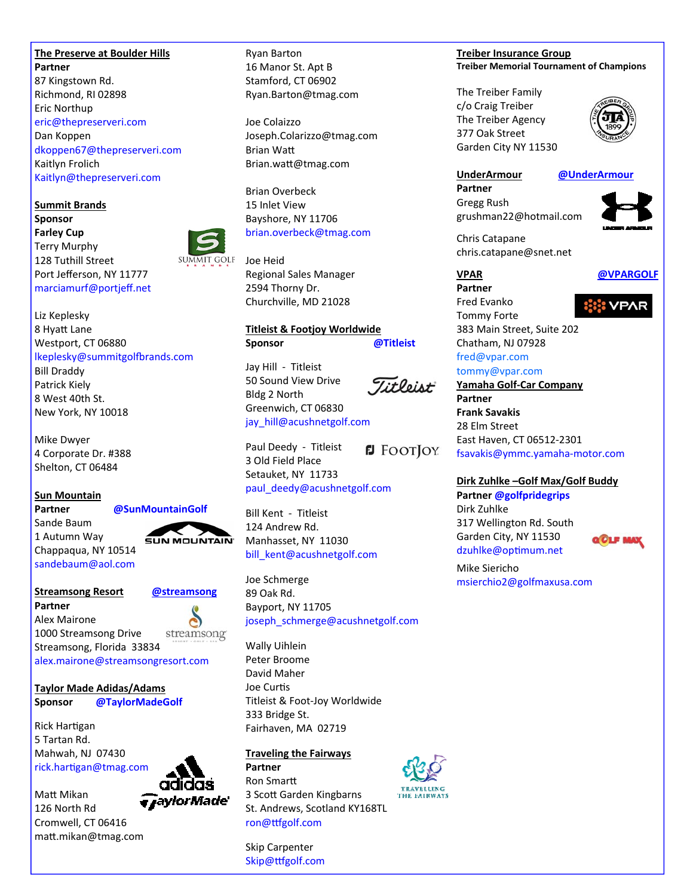**The Preserve at Boulder Hills**
**Partner**
87 Kingstown Rd.
Richmond, RI 02898
Eric Northup
eric@thepreserveri.com
Dan Koppen
dkoppen67@thepreserveri.com
Kaitlyn Frolich
Kaitlyn@thepreserveri.com

**Summit Brands**
**Sponsor**
**Farley Cup**
Terry Murphy
128 Tuthill Street
Port Jefferson, NY 11777
marciamurf@portjeff.net

Liz Keplesky
8 Hyatt Lane
Westport, CT 06880
lkeplesky@summitgolfbrands.com
Bill Draddy
Patrick Kiely
8 West 40th St.
New York, NY 10018

Mike Dwyer
4 Corporate Dr. #388
Shelton, CT 06484

**Sun Mountain**
**Partner** **@SunMountainGolf**
Sande Baum
1 Autumn Way
Chappaqua, NY 10514
sandebaum@aol.com

**Streamsong Resort** **@streamsong**
**Partner**
Alex Mairone
1000 Streamsong Drive
Streamsong, Florida 33834
alex.mairone@streamsongresort.com

**Taylor Made Adidas/Adams**
**Sponsor** **@TaylorMadeGolf**

Rick Hartigan
5 Tartan Rd.
Mahwah, NJ 07430
rick.hartigan@tmag.com

Matt Mikan
126 North Rd
Cromwell, CT 06416
matt.mikan@tmag.com

Ryan Barton
16 Manor St. Apt B
Stamford, CT 06902
Ryan.Barton@tmag.com

Joe Colaizzo
Joseph.Colarizzo@tmag.com
Brian Watt
Brian.watt@tmag.com

Brian Overbeck
15 Inlet View
Bayshore, NY 11706
brian.overbeck@tmag.com

Joe Heid
Regional Sales Manager
2594 Thorny Dr.
Churchville, MD 21028

**Titleist & Footjoy Worldwide**
**Sponsor** **@Titleist**

Jay Hill - Titleist
50 Sound View Drive
Bldg 2 North
Greenwich, CT 06830
jay_hill@acushnetgolf.com

Paul Deedy - Titleist
3 Old Field Place
Setauket, NY 11733
paul_deedy@acushnetgolf.com

Bill Kent - Titleist
124 Andrew Rd.
Manhasset, NY 11030
bill_kent@acushnetgolf.com

Joe Schmerge
89 Oak Rd.
Bayport, NY 11705
joseph_schmerge@acushnetgolf.com

Wally Uihlein
Peter Broome
David Maher
Joe Curtis
Titleist & Foot-Joy Worldwide
333 Bridge St.
Fairhaven, MA 02719

**Traveling the Fairways**
**Partner**
Ron Smartt
3 Scott Garden Kingbarns
St. Andrews, Scotland KY168TL
ron@ttfgolf.com

Skip Carpenter
Skip@ttfgolf.com

**Treiber Insurance Group**
**Treiber Memorial Tournament of Champions**

The Treiber Family
c/o Craig Treiber
The Treiber Agency
377 Oak Street
Garden City NY 11530

**UnderArmour** **@UnderArmour**
**Partner**
Gregg Rush
grushman22@hotmail.com

Chris Catapane
chris.catapane@snet.net

**VPAR** **@VPARGOLF**
**Partner**
Fred Evanko
Tommy Forte
383 Main Street, Suite 202
Chatham, NJ 07928
fred@vpar.com
tommy@vpar.com

**Yamaha Golf-Car Company**
**Partner**
**Frank Savakis**
28 Elm Street
East Haven, CT 06512-2301
fsavakis@ymmc.yamaha-motor.com

**Dirk Zuhlke –Golf Max/Golf Buddy**
**Partner** **@golfpridegrips**
Dirk Zuhlke
317 Wellington Rd. South
Garden City, NY 11530
dzuhlke@optimum.net

Mike Siericho
msierchio2@golfmaxusa.com